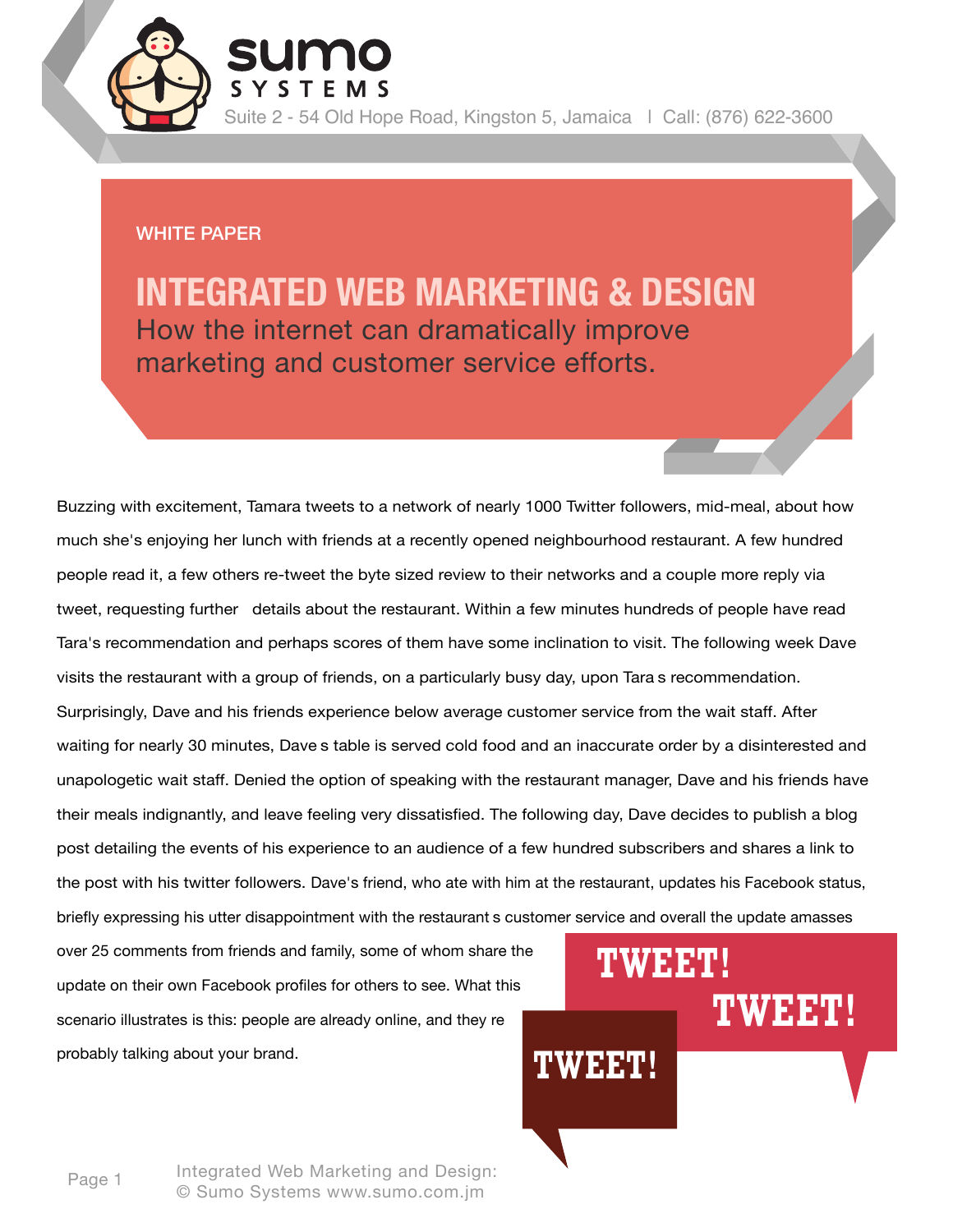sumo SYSTEMS

Suite 2 - 54 Old Hope Road, Kingston 5, Jamaica | Call: (876) 622-3600

WHITE PAPER

# INTEGRATED WEB MARKETING & DESIGN

## How the internet can dramatically improve marketing and customer service efforts.

Buzzing with excitement, Tamara tweets to a network of nearly 1000 Twitter followers, mid-meal, about how much she's enjoying her lunch with friends at a recently opened neighbourhood restaurant. A few hundred people read it, a few others re-tweet the byte sized review to their networks and a couple more reply via tweet, requesting further details about the restaurant. Within a few minutes hundreds of people have read Tara's recommendation and perhaps scores of them have some inclination to visit. The following week Dave visits the restaurant with a group of friends, on a particularly busy day, upon Tara s recommendation. Surprisingly, Dave and his friends experience below average customer service from the wait staff. After waiting for nearly 30 minutes, Dave s table is served cold food and an inaccurate order by a disinterested and unapologetic wait staff. Denied the option of speaking with the restaurant manager, Dave and his friends have their meals indignantly, and leave feeling very dissatisfied. The following day, Dave decides to publish a blog post detailing the events of his experience to an audience of a few hundred subscribers and shares a link to the post with his twitter followers. Dave's friend, who ate with him at the restaurant, updates his Facebook status, briefly expressing his utter disappointment with the restaurant s customer service and overall the update amasses over 25 comments from friends and family, some of whom share the update on their own Facebook profiles for others to see. What this scenario illustrates is this: people are already online, and they re probably talking about your brand.

TWEET! TWEET! TWEET!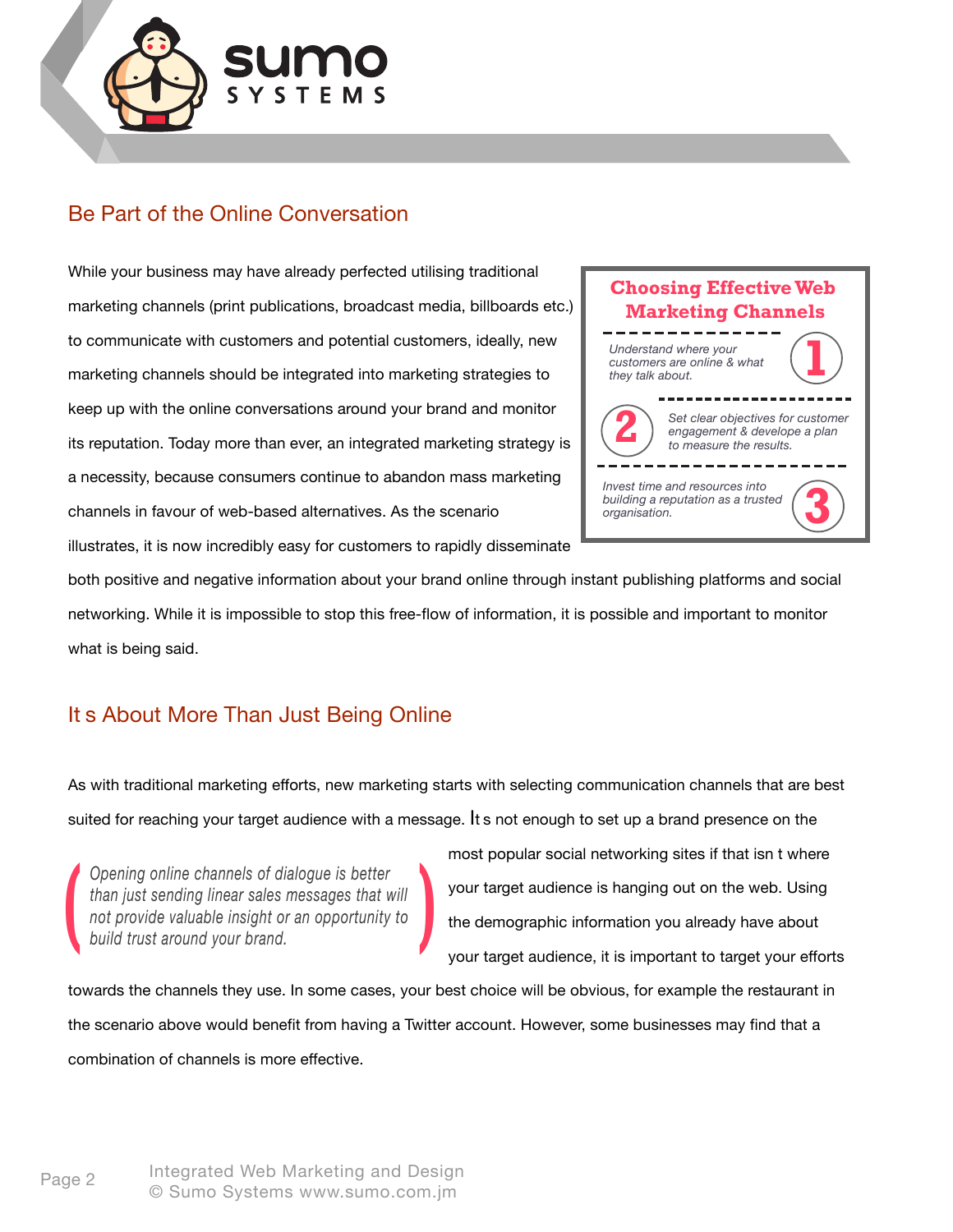## Be Part of the Online Conversation

While your business may have already perfected utilising traditional marketing channels (print publications, broadcast media, billboards etc.) to communicate with customers and potential customers, ideally, new marketing channels should be integrated into marketing strategies to keep up with the online conversations around your brand and monitor its reputation. Today more than ever, an integrated marketing strategy is a necessity, because consumers continue to abandon mass marketing channels in favour of web-based alternatives. As the scenario illustrates, it is now incredibly easy for customers to rapidly disseminate both positive and negative information about your brand online through instant publishing platforms and social networking. While it is impossible to stop this free-flow of information, it is possible and important to monitor what is being said.

> **Choosing Effective Web Marketing Channels**
>
> 1. *Understand where your customers are online & what they talk about.*
> 2. *Set clear objectives for customer engagement & develope a plan to measure the results.*
> 3. *Invest time and resources into building a reputation as a trusted organisation.*

## It s About More Than Just Being Online

As with traditional marketing efforts, new marketing starts with selecting communication channels that are best suited for reaching your target audience with a message. It s not enough to set up a brand presence on the most popular social networking sites if that isn t where your target audience is hanging out on the web. Using the demographic information you already have about your target audience, it is important to target your efforts towards the channels they use. In some cases, your best choice will be obvious, for example the restaurant in the scenario above would benefit from having a Twitter account. However, some businesses may find that a combination of channels is more effective.

> *Opening online channels of dialogue is better than just sending linear sales messages that will not provide valuable insight or an opportunity to build trust around your brand.*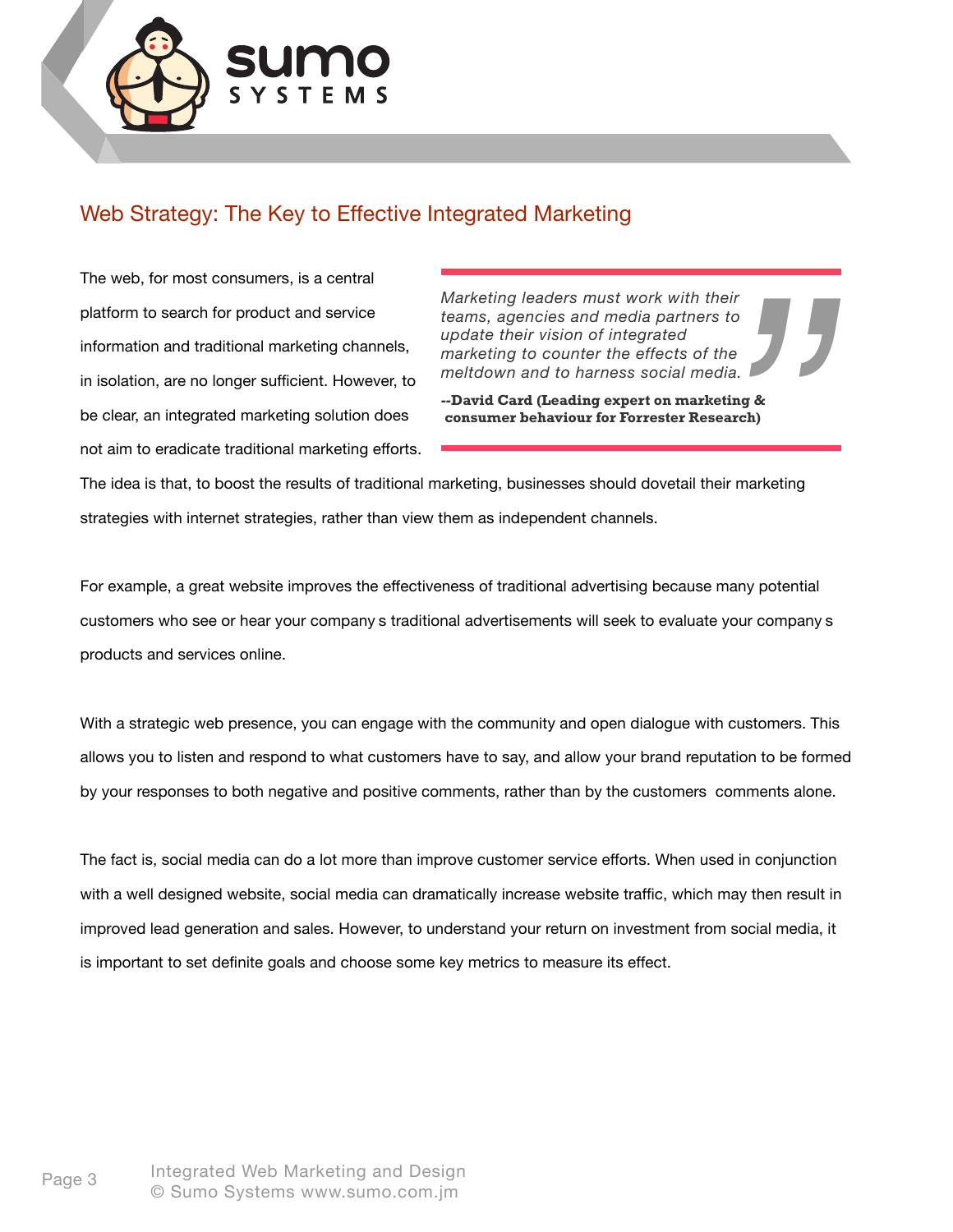## Web Strategy: The Key to Effective Integrated Marketing

> *Marketing leaders must work with their teams, agencies and media partners to update their vision of integrated marketing to counter the effects of the meltdown and to harness social media.*
>
> **--David Card (Leading expert on marketing & consumer behaviour for Forrester Research)**

The web, for most consumers, is a central platform to search for product and service information and traditional marketing channels, in isolation, are no longer sufficient. However, to be clear, an integrated marketing solution does not aim to eradicate traditional marketing efforts. The idea is that, to boost the results of traditional marketing, businesses should dovetail their marketing strategies with internet strategies, rather than view them as independent channels.

For example, a great website improves the effectiveness of traditional advertising because many potential customers who see or hear your company s traditional advertisements will seek to evaluate your company s products and services online.

With a strategic web presence, you can engage with the community and open dialogue with customers. This allows you to listen and respond to what customers have to say, and allow your brand reputation to be formed by your responses to both negative and positive comments, rather than by the customers  comments alone.

The fact is, social media can do a lot more than improve customer service efforts. When used in conjunction with a well designed website, social media can dramatically increase website traffic, which may then result in improved lead generation and sales. However, to understand your return on investment from social media, it is important to set definite goals and choose some key metrics to measure its effect.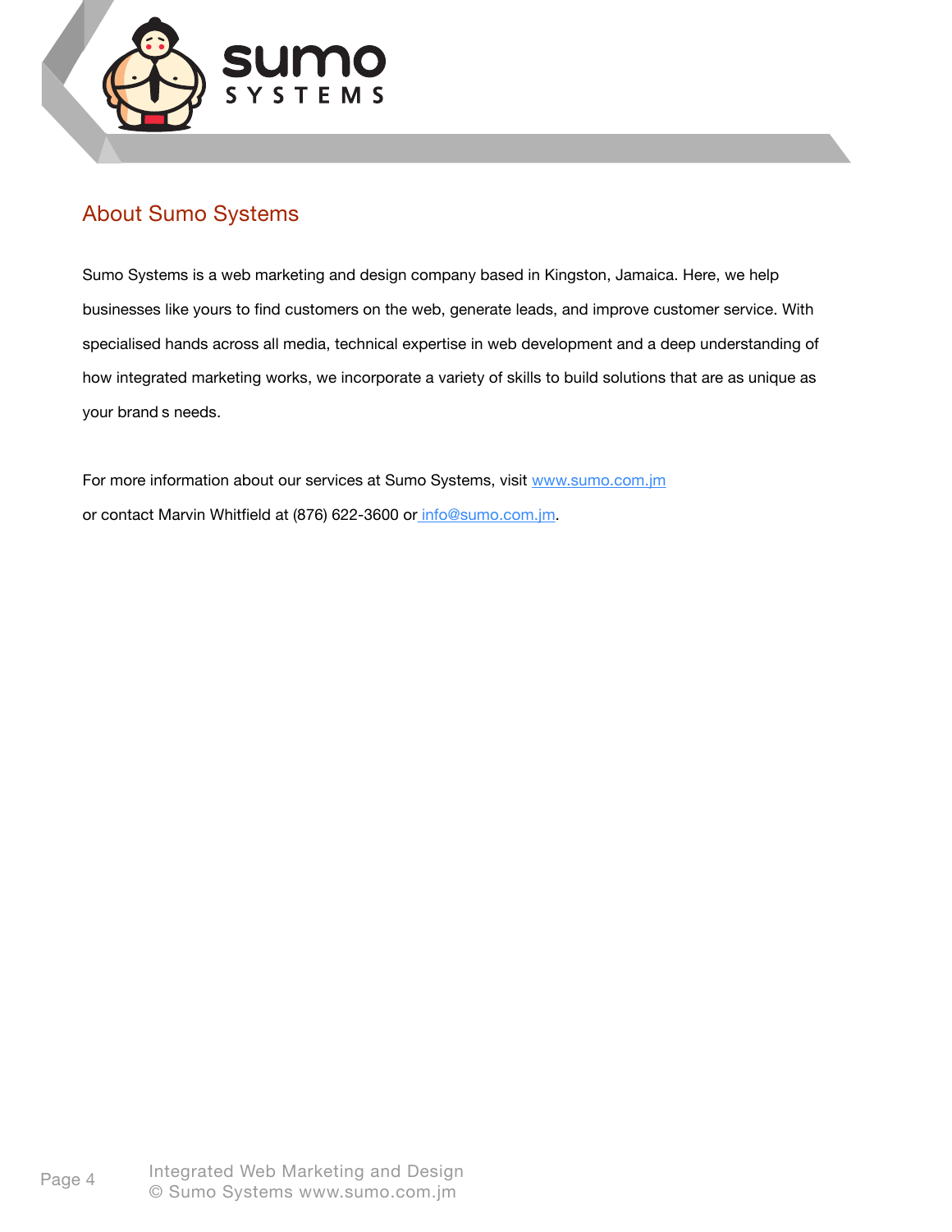## About Sumo Systems

Sumo Systems is a web marketing and design company based in Kingston, Jamaica. Here, we help businesses like yours to find customers on the web, generate leads, and improve customer service. With specialised hands across all media, technical expertise in web development and a deep understanding of how integrated marketing works, we incorporate a variety of skills to build solutions that are as unique as your brand s needs.

For more information about our services at Sumo Systems, visit www.sumo.com.jm or contact Marvin Whitfield at (876) 622-3600 or info@sumo.com.jm.